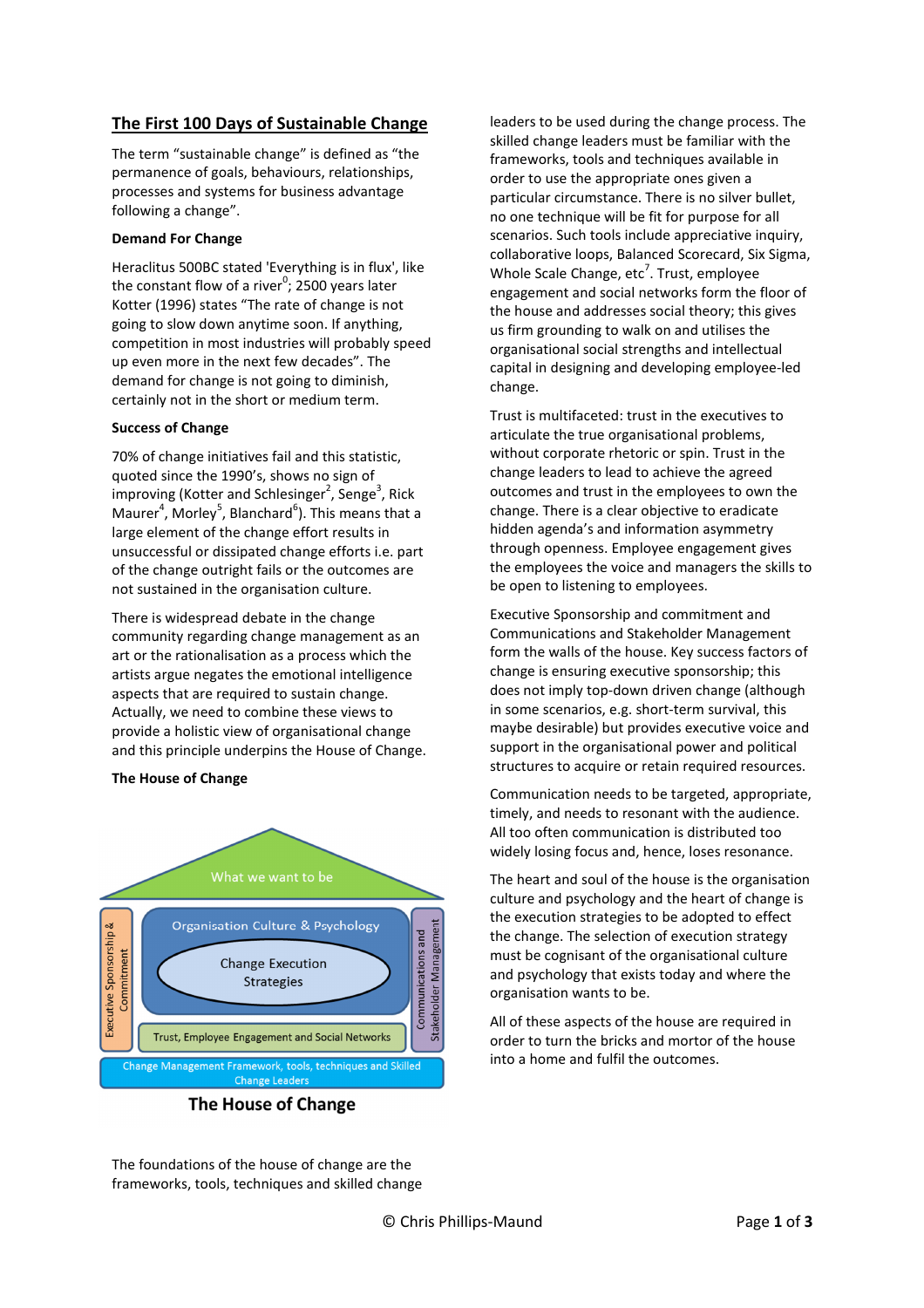# The First 100 Days of Sustainable Change

The term "sustainable change" is defined as "the permanence of goals, behaviours, relationships, processes and systems for business advantage following a change".

**Demand For Change**

Heraclitus 500BC stated 'Everything is in flux', like the constant flow of a river[0]; 2500 years later Kotter (1996) states "The rate of change is not going to slow down anytime soon. If anything, competition in most industries will probably speed up even more in the next few decades". The demand for change is not going to diminish, certainly not in the short or medium term.

**Success of Change**

70% of change initiatives fail and this statistic, quoted since the 1990's, shows no sign of improving (Kotter and Schlesinger[2], Senge[3], Rick Maurer[4], Morley[5], Blanchard[6]). This means that a large element of the change effort results in unsuccessful or dissipated change efforts i.e. part of the change outright fails or the outcomes are not sustained in the organisation culture.

There is widespread debate in the change community regarding change management as an art or the rationalisation as a process which the artists argue negates the emotional intelligence aspects that are required to sustain change. Actually, we need to combine these views to provide a holistic view of organisational change and this principle underpins the House of Change.

**The House of Change**

What we want to be

Organisation Culture & Psychology

Change Execution Strategies

Executive Sponsorship & Commitment

Communications and Stakeholder Management

Trust, Employee Engagement and Social Networks

Change Management Framework, tools, techniques and Skilled Change Leaders

**The House of Change**

The foundations of the house of change are the frameworks, tools, techniques and skilled change leaders to be used during the change process. The skilled change leaders must be familiar with the frameworks, tools and techniques available in order to use the appropriate ones given a particular circumstance. There is no silver bullet, no one technique will be fit for purpose for all scenarios. Such tools include appreciative inquiry, collaborative loops, Balanced Scorecard, Six Sigma, Whole Scale Change, etc[7]. Trust, employee engagement and social networks form the floor of the house and addresses social theory; this gives us firm grounding to walk on and utilises the organisational social strengths and intellectual capital in designing and developing employee-led change.

Trust is multifaceted: trust in the executives to articulate the true organisational problems, without corporate rhetoric or spin. Trust in the change leaders to lead to achieve the agreed outcomes and trust in the employees to own the change. There is a clear objective to eradicate hidden agenda's and information asymmetry through openness. Employee engagement gives the employees the voice and managers the skills to be open to listening to employees.

Executive Sponsorship and commitment and Communications and Stakeholder Management form the walls of the house. Key success factors of change is ensuring executive sponsorship; this does not imply top-down driven change (although in some scenarios, e.g. short-term survival, this maybe desirable) but provides executive voice and support in the organisational power and political structures to acquire or retain required resources.

Communication needs to be targeted, appropriate, timely, and needs to resonant with the audience. All too often communication is distributed too widely losing focus and, hence, loses resonance.

The heart and soul of the house is the organisation culture and psychology and the heart of change is the execution strategies to be adopted to effect the change. The selection of execution strategy must be cognisant of the organisational culture and psychology that exists today and where the organisation wants to be.

All of these aspects of the house are required in order to turn the bricks and mortor of the house into a home and fulfil the outcomes.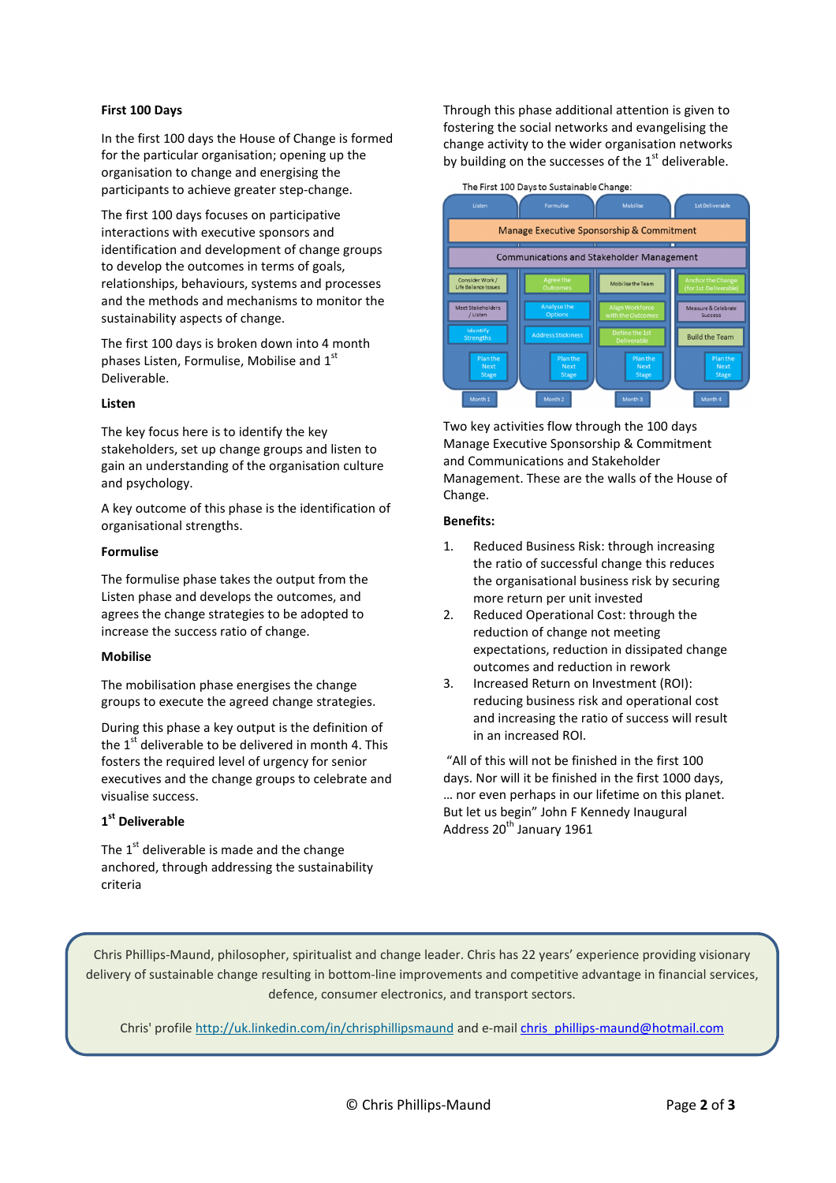**First 100 Days**

In the first 100 days the House of Change is formed for the particular organisation; opening up the organisation to change and energising the participants to achieve greater step-change.

The first 100 days focuses on participative interactions with executive sponsors and identification and development of change groups to develop the outcomes in terms of goals, relationships, behaviours, systems and processes and the methods and mechanisms to monitor the sustainability aspects of change.

The first 100 days is broken down into 4 month phases Listen, Formulise, Mobilise and 1st Deliverable.

**Listen**

The key focus here is to identify the key stakeholders, set up change groups and listen to gain an understanding of the organisation culture and psychology.

A key outcome of this phase is the identification of organisational strengths.

**Formulise**

The formulise phase takes the output from the Listen phase and develops the outcomes, and agrees the change strategies to be adopted to increase the success ratio of change.

**Mobilise**

The mobilisation phase energises the change groups to execute the agreed change strategies.

During this phase a key output is the definition of the 1st deliverable to be delivered in month 4. This fosters the required level of urgency for senior executives and the change groups to celebrate and visualise success.

**1st Deliverable**

The 1st deliverable is made and the change anchored, through addressing the sustainability criteria

Through this phase additional attention is given to fostering the social networks and evangelising the change activity to the wider organisation networks by building on the successes of the 1st deliverable.

The First 100 Days to Sustainable Change:

| Listen | Formulise | Mobilise | 1st Deliverable |
|---|---|---|---|
| Manage Executive Sponsorship & Commitment | | | |
| Communications and Stakeholder Management | | | |
| Consider Work / Life Balance Issues | Agree the Outcomes | Mobilise the Team | Anchor the Change (for 1st Deliverable) |
| Meet Stakeholders / Listen | Analyse the Options | Align Workforce with the Outcomes | Measure & Celebrate Success |
| Identify Strengths | Address Stickiness | Define the 1st Deliverable | Build the Team |
| Plan the Next Stage | Plan the Next Stage | Plan the Next Stage | Plan the Next Stage |
| Month 1 | Month 2 | Month 3 | Month 4 |

Two key activities flow through the 100 days Manage Executive Sponsorship & Commitment and Communications and Stakeholder Management. These are the walls of the House of Change.

**Benefits:**

1. Reduced Business Risk: through increasing the ratio of successful change this reduces the organisational business risk by securing more return per unit invested
2. Reduced Operational Cost: through the reduction of change not meeting expectations, reduction in dissipated change outcomes and reduction in rework
3. Increased Return on Investment (ROI): reducing business risk and operational cost and increasing the ratio of success will result in an increased ROI.

"All of this will not be finished in the first 100 days. Nor will it be finished in the first 1000 days, … nor even perhaps in our lifetime on this planet. But let us begin" John F Kennedy Inaugural Address 20th January 1961

Chris Phillips-Maund, philosopher, spiritualist and change leader. Chris has 22 years' experience providing visionary delivery of sustainable change resulting in bottom-line improvements and competitive advantage in financial services, defence, consumer electronics, and transport sectors.

Chris' profile http://uk.linkedin.com/in/chrisphillipsmaund and e-mail chris_phillips-maund@hotmail.com

© Chris Phillips-Maund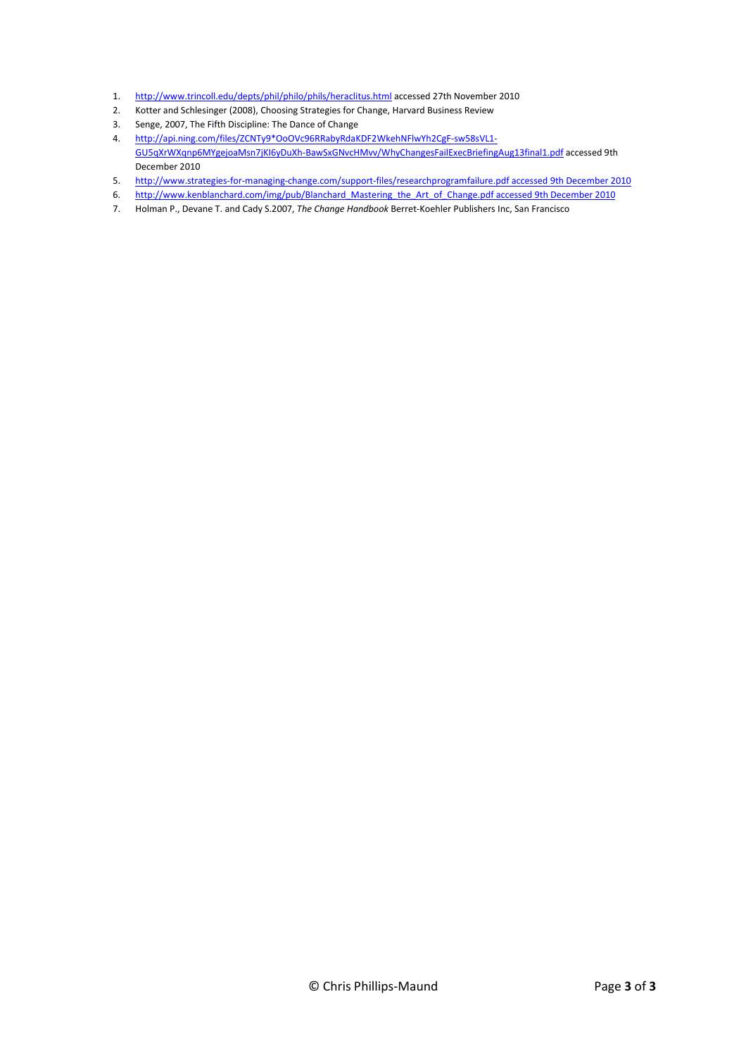1. http://www.trincoll.edu/depts/phil/philo/phils/heraclitus.html accessed 27th November 2010
2. Kotter and Schlesinger (2008), Choosing Strategies for Change, Harvard Business Review
3. Senge, 2007, The Fifth Discipline: The Dance of Change
4. http://api.ning.com/files/ZCNTy9*OoOVc96RRabyRdaKDF2WkehNFlwYh2CgF-sw58sVL1-GU5qXrWXqnp6MYgejoaMsn7jKI6yDuXh-BawSxGNvcHMvv/WhyChangesFailExecBriefingAug13final1.pdf accessed 9th December 2010
5. http://www.strategies-for-managing-change.com/support-files/researchprogramfailure.pdf accessed 9th December 2010
6. http://www.kenblanchard.com/img/pub/Blanchard_Mastering_the_Art_of_Change.pdf accessed 9th December 2010
7. Holman P., Devane T. and Cady S.2007, *The Change Handbook* Berret-Koehler Publishers Inc, San Francisco

© Chris Phillips-Maund